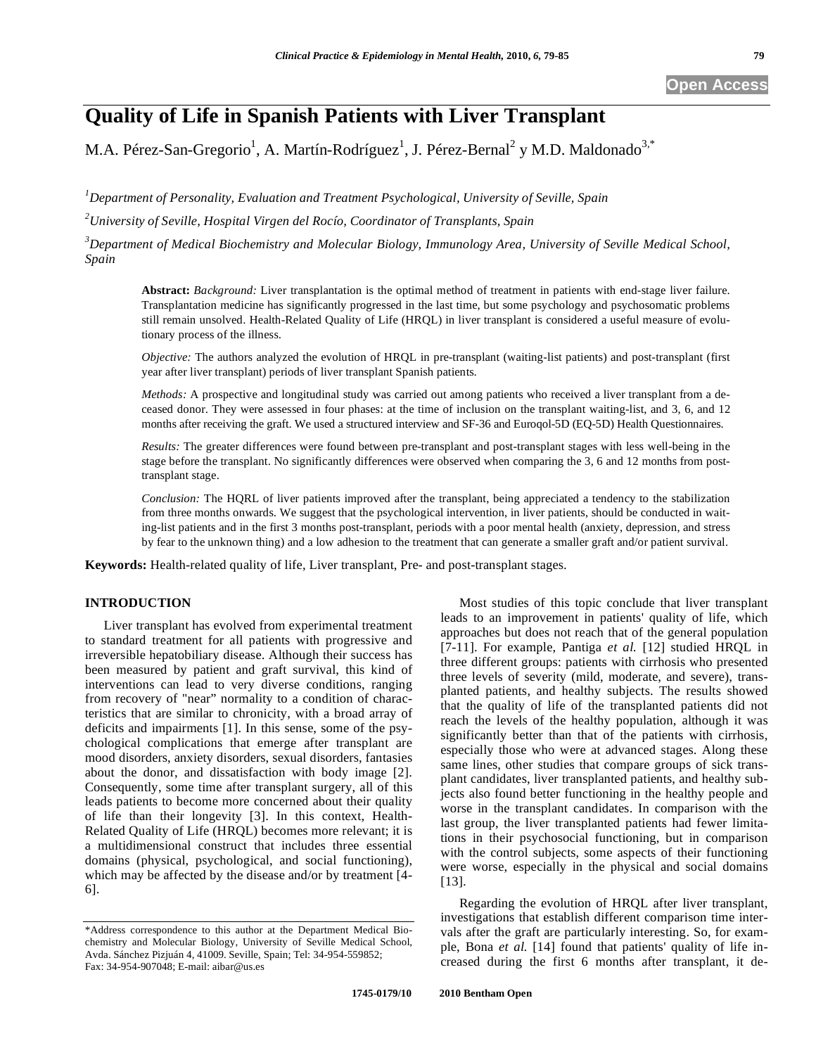Open Access

# Quality of Life in Spanish Patients with Liver Transplant

M.A. Pérez-San-Gregorio[1], A. Martín-Rodríguez[1], J. Pérez-Bernal[2] y M.D. Maldonado[3,*]

[1]*Department of Personality, Evaluation and Treatment Psychological, University of Seville, Spain*

[2]*University of Seville, Hospital Virgen del Rocío, Coordinator of Transplants, Spain*

[3]*Department of Medical Biochemistry and Molecular Biology, Immunology Area, University of Seville Medical School, Spain*

**Abstract:** *Background:* Liver transplantation is the optimal method of treatment in patients with end-stage liver failure. Transplantation medicine has significantly progressed in the last time, but some psychology and psychosomatic problems still remain unsolved. Health-Related Quality of Life (HRQL) in liver transplant is considered a useful measure of evolutionary process of the illness.

*Objective:* The authors analyzed the evolution of HRQL in pre-transplant (waiting-list patients) and post-transplant (first year after liver transplant) periods of liver transplant Spanish patients.

*Methods:* A prospective and longitudinal study was carried out among patients who received a liver transplant from a deceased donor. They were assessed in four phases: at the time of inclusion on the transplant waiting-list, and 3, 6, and 12 months after receiving the graft. We used a structured interview and SF-36 and Euroqol-5D (EQ-5D) Health Questionnaires.

*Results:* The greater differences were found between pre-transplant and post-transplant stages with less well-being in the stage before the transplant. No significantly differences were observed when comparing the 3, 6 and 12 months from post-transplant stage.

*Conclusion:* The HQRL of liver patients improved after the transplant, being appreciated a tendency to the stabilization from three months onwards. We suggest that the psychological intervention, in liver patients, should be conducted in waiting-list patients and in the first 3 months post-transplant, periods with a poor mental health (anxiety, depression, and stress by fear to the unknown thing) and a low adhesion to the treatment that can generate a smaller graft and/or patient survival.

**Keywords:** Health-related quality of life, Liver transplant, Pre- and post-transplant stages.

## INTRODUCTION

Liver transplant has evolved from experimental treatment to standard treatment for all patients with progressive and irreversible hepatobiliary disease. Although their success has been measured by patient and graft survival, this kind of interventions can lead to very diverse conditions, ranging from recovery of "near" normality to a condition of characteristics that are similar to chronicity, with a broad array of deficits and impairments [1]. In this sense, some of the psychological complications that emerge after transplant are mood disorders, anxiety disorders, sexual disorders, fantasies about the donor, and dissatisfaction with body image [2]. Consequently, some time after transplant surgery, all of this leads patients to become more concerned about their quality of life than their longevity [3]. In this context, Health-Related Quality of Life (HRQL) becomes more relevant; it is a multidimensional construct that includes three essential domains (physical, psychological, and social functioning), which may be affected by the disease and/or by treatment [4-6].

Most studies of this topic conclude that liver transplant leads to an improvement in patients' quality of life, which approaches but does not reach that of the general population [7-11]. For example, Pantiga *et al.* [12] studied HRQL in three different groups: patients with cirrhosis who presented three levels of severity (mild, moderate, and severe), transplanted patients, and healthy subjects. The results showed that the quality of life of the transplanted patients did not reach the levels of the healthy population, although it was significantly better than that of the patients with cirrhosis, especially those who were at advanced stages. Along these same lines, other studies that compare groups of sick transplant candidates, liver transplanted patients, and healthy subjects also found better functioning in the healthy people and worse in the transplant candidates. In comparison with the last group, the liver transplanted patients had fewer limitations in their psychosocial functioning, but in comparison with the control subjects, some aspects of their functioning were worse, especially in the physical and social domains [13].

Regarding the evolution of HRQL after liver transplant, investigations that establish different comparison time intervals after the graft are particularly interesting. So, for example, Bona *et al.* [14] found that patients' quality of life increased during the first 6 months after transplant, it de-

*Address correspondence to this author at the Department Medical Biochemistry and Molecular Biology, University of Seville Medical School, Avda. Sánchez Pizjuán 4, 41009. Seville, Spain; Tel: 34-954-559852; Fax: 34-954-907048; E-mail: aibar@us.es

1745-0179/10 2010 Bentham Open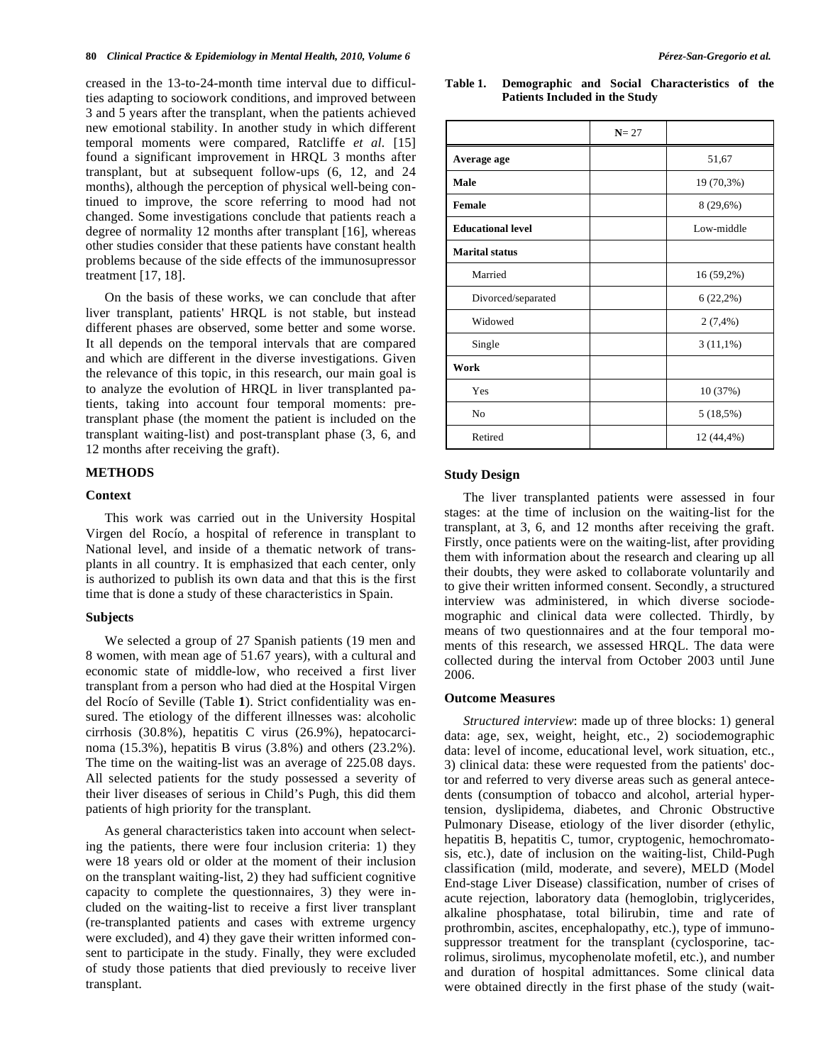creased in the 13-to-24-month time interval due to difficulties adapting to sociowork conditions, and improved between 3 and 5 years after the transplant, when the patients achieved new emotional stability. In another study in which different temporal moments were compared, Ratcliffe *et al.* [15] found a significant improvement in HRQL 3 months after transplant, but at subsequent follow-ups (6, 12, and 24 months), although the perception of physical well-being continued to improve, the score referring to mood had not changed. Some investigations conclude that patients reach a degree of normality 12 months after transplant [16], whereas other studies consider that these patients have constant health problems because of the side effects of the immunosupressor treatment [17, 18].

On the basis of these works, we can conclude that after liver transplant, patients' HRQL is not stable, but instead different phases are observed, some better and some worse. It all depends on the temporal intervals that are compared and which are different in the diverse investigations. Given the relevance of this topic, in this research, our main goal is to analyze the evolution of HRQL in liver transplanted patients, taking into account four temporal moments: pre-transplant phase (the moment the patient is included on the transplant waiting-list) and post-transplant phase (3, 6, and 12 months after receiving the graft).

## METHODS

### Context

This work was carried out in the University Hospital Virgen del Rocío, a hospital of reference in transplant to National level, and inside of a thematic network of transplants in all country. It is emphasized that each center, only is authorized to publish its own data and that this is the first time that is done a study of these characteristics in Spain.

### Subjects

We selected a group of 27 Spanish patients (19 men and 8 women, with mean age of 51.67 years), with a cultural and economic state of middle-low, who received a first liver transplant from a person who had died at the Hospital Virgen del Rocío of Seville (Table **1**). Strict confidentiality was ensured. The etiology of the different illnesses was: alcoholic cirrhosis (30.8%), hepatitis C virus (26.9%), hepatocarcinoma (15.3%), hepatitis B virus (3.8%) and others (23.2%). The time on the waiting-list was an average of 225.08 days. All selected patients for the study possessed a severity of their liver diseases of serious in Child's Pugh, this did them patients of high priority for the transplant.

As general characteristics taken into account when selecting the patients, there were four inclusion criteria: 1) they were 18 years old or older at the moment of their inclusion on the transplant waiting-list, 2) they had sufficient cognitive capacity to complete the questionnaires, 3) they were included on the waiting-list to receive a first liver transplant (re-transplanted patients and cases with extreme urgency were excluded), and 4) they gave their written informed consent to participate in the study. Finally, they were excluded of study those patients that died previously to receive liver transplant.

**Table 1. Demographic and Social Characteristics of the Patients Included in the Study**

| | N= 27 | |
|---|---|---|
| **Average age** | | 51,67 |
| **Male** | | 19 (70,3%) |
| **Female** | | 8 (29,6%) |
| **Educational level** | | Low-middle |
| **Marital status** | | |
| Married | | 16 (59,2%) |
| Divorced/separated | | 6 (22,2%) |
| Widowed | | 2 (7,4%) |
| Single | | 3 (11,1%) |
| **Work** | | |
| Yes | | 10 (37%) |
| No | | 5 (18,5%) |
| Retired | | 12 (44,4%) |

### Study Design

The liver transplanted patients were assessed in four stages: at the time of inclusion on the waiting-list for the transplant, at 3, 6, and 12 months after receiving the graft. Firstly, once patients were on the waiting-list, after providing them with information about the research and clearing up all their doubts, they were asked to collaborate voluntarily and to give their written informed consent. Secondly, a structured interview was administered, in which diverse sociodemographic and clinical data were collected. Thirdly, by means of two questionnaires and at the four temporal moments of this research, we assessed HRQL. The data were collected during the interval from October 2003 until June 2006.

### Outcome Measures

*Structured interview*: made up of three blocks: 1) general data: age, sex, weight, height, etc., 2) sociodemographic data: level of income, educational level, work situation, etc., 3) clinical data: these were requested from the patients' doctor and referred to very diverse areas such as general antecedents (consumption of tobacco and alcohol, arterial hypertension, dyslipidema, diabetes, and Chronic Obstructive Pulmonary Disease, etiology of the liver disorder (ethylic, hepatitis B, hepatitis C, tumor, cryptogenic, hemochromatosis, etc.), date of inclusion on the waiting-list, Child-Pugh classification (mild, moderate, and severe), MELD (Model End-stage Liver Disease) classification, number of crises of acute rejection, laboratory data (hemoglobin, triglycerides, alkaline phosphatase, total bilirubin, time and rate of prothrombin, ascites, encephalopathy, etc.), type of immunosuppressor treatment for the transplant (cyclosporine, tacrolimus, sirolimus, mycophenolate mofetil, etc.), and number and duration of hospital admittances. Some clinical data were obtained directly in the first phase of the study (wait-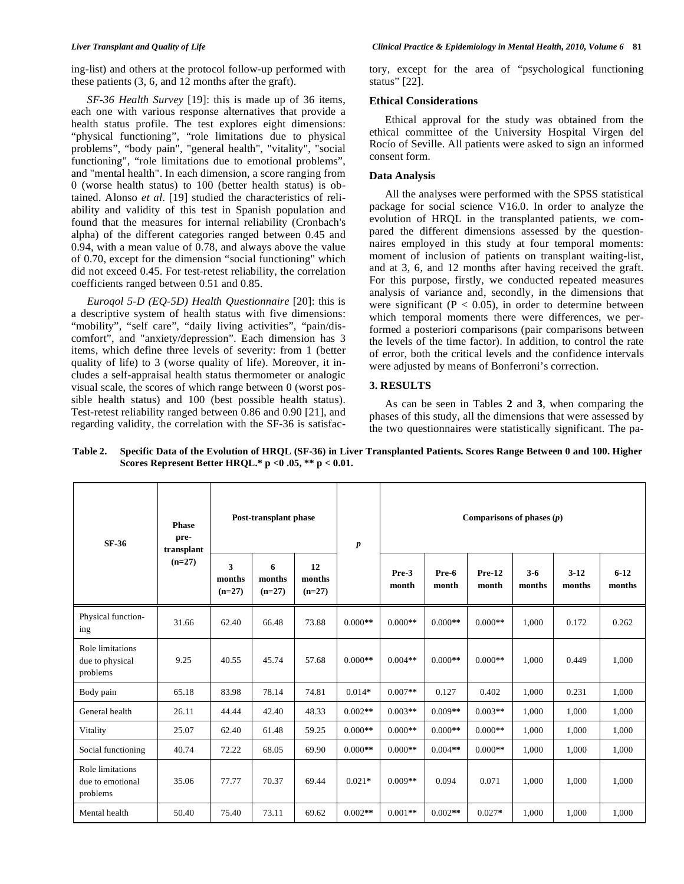ing-list) and others at the protocol follow-up performed with these patients (3, 6, and 12 months after the graft).

*SF-36 Health Survey* [19]: this is made up of 36 items, each one with various response alternatives that provide a health status profile. The test explores eight dimensions: "physical functioning", "role limitations due to physical problems", "body pain", "general health", "vitality", "social functioning", "role limitations due to emotional problems", and "mental health". In each dimension, a score ranging from 0 (worse health status) to 100 (better health status) is obtained. Alonso *et al.* [19] studied the characteristics of reliability and validity of this test in Spanish population and found that the measures for internal reliability (Cronbach's alpha) of the different categories ranged between 0.45 and 0.94, with a mean value of 0.78, and always above the value of 0.70, except for the dimension "social functioning" which did not exceed 0.45. For test-retest reliability, the correlation coefficients ranged between 0.51 and 0.85.

*Euroqol 5-D (EQ-5D) Health Questionnaire* [20]: this is a descriptive system of health status with five dimensions: "mobility", "self care", "daily living activities", "pain/discomfort", and "anxiety/depression". Each dimension has 3 items, which define three levels of severity: from 1 (better quality of life) to 3 (worse quality of life). Moreover, it includes a self-appraisal health status thermometer or analogic visual scale, the scores of which range between 0 (worst possible health status) and 100 (best possible health status). Test-retest reliability ranged between 0.86 and 0.90 [21], and regarding validity, the correlation with the SF-36 is satisfactory, except for the area of "psychological functioning status" [22].

### Ethical Considerations

Ethical approval for the study was obtained from the ethical committee of the University Hospital Virgen del Rocío of Seville. All patients were asked to sign an informed consent form.

### Data Analysis

All the analyses were performed with the SPSS statistical package for social science V16.0. In order to analyze the evolution of HRQL in the transplanted patients, we compared the different dimensions assessed by the questionnaires employed in this study at four temporal moments: moment of inclusion of patients on transplant waiting-list, and at 3, 6, and 12 months after having received the graft. For this purpose, firstly, we conducted repeated measures analysis of variance and, secondly, in the dimensions that were significant ($P < 0.05$), in order to determine between which temporal moments there were differences, we performed a posteriori comparisons (pair comparisons between the levels of the time factor). In addition, to control the rate of error, both the critical levels and the confidence intervals were adjusted by means of Bonferroni's correction.

## 3. RESULTS

As can be seen in Tables **2** and **3**, when comparing the phases of this study, all the dimensions that were assessed by the two questionnaires were statistically significant. The pa-

**Table 2. Specific Data of the Evolution of HRQL (SF-36) in Liver Transplanted Patients. Scores Range Between 0 and 100. Higher Scores Represent Better HRQL.* p <0 .05, ** p < 0.01.**

| SF-36 | Phase pre-transplant (n=27) | Post-transplant phase | | | *p* | Comparisons of phases (*p*) | | | | | |
|---|---|---|---|---|---|---|---|---|---|---|---|
| | | 3 months (n=27) | 6 months (n=27) | 12 months (n=27) | | Pre-3 month | Pre-6 month | Pre-12 month | 3-6 months | 3-12 months | 6-12 months |
| Physical functioning | 31.66 | 62.40 | 66.48 | 73.88 | 0.000** | 0.000** | 0.000** | 0.000** | 1,000 | 0.172 | 0.262 |
| Role limitations due to physical problems | 9.25 | 40.55 | 45.74 | 57.68 | 0.000** | 0.004** | 0.000** | 0.000** | 1,000 | 0.449 | 1,000 |
| Body pain | 65.18 | 83.98 | 78.14 | 74.81 | 0.014* | 0.007** | 0.127 | 0.402 | 1,000 | 0.231 | 1,000 |
| General health | 26.11 | 44.44 | 42.40 | 48.33 | 0.002** | 0.003** | 0.009** | 0.003** | 1,000 | 1,000 | 1,000 |
| Vitality | 25.07 | 62.40 | 61.48 | 59.25 | 0.000** | 0.000** | 0.000** | 0.000** | 1,000 | 1,000 | 1,000 |
| Social functioning | 40.74 | 72.22 | 68.05 | 69.90 | 0.000** | 0.000** | 0.004** | 0.000** | 1,000 | 1,000 | 1,000 |
| Role limitations due to emotional problems | 35.06 | 77.77 | 70.37 | 69.44 | 0.021* | 0.009** | 0.094 | 0.071 | 1,000 | 1,000 | 1,000 |
| Mental health | 50.40 | 75.40 | 73.11 | 69.62 | 0.002** | 0.001** | 0.002** | 0.027* | 1,000 | 1,000 | 1,000 |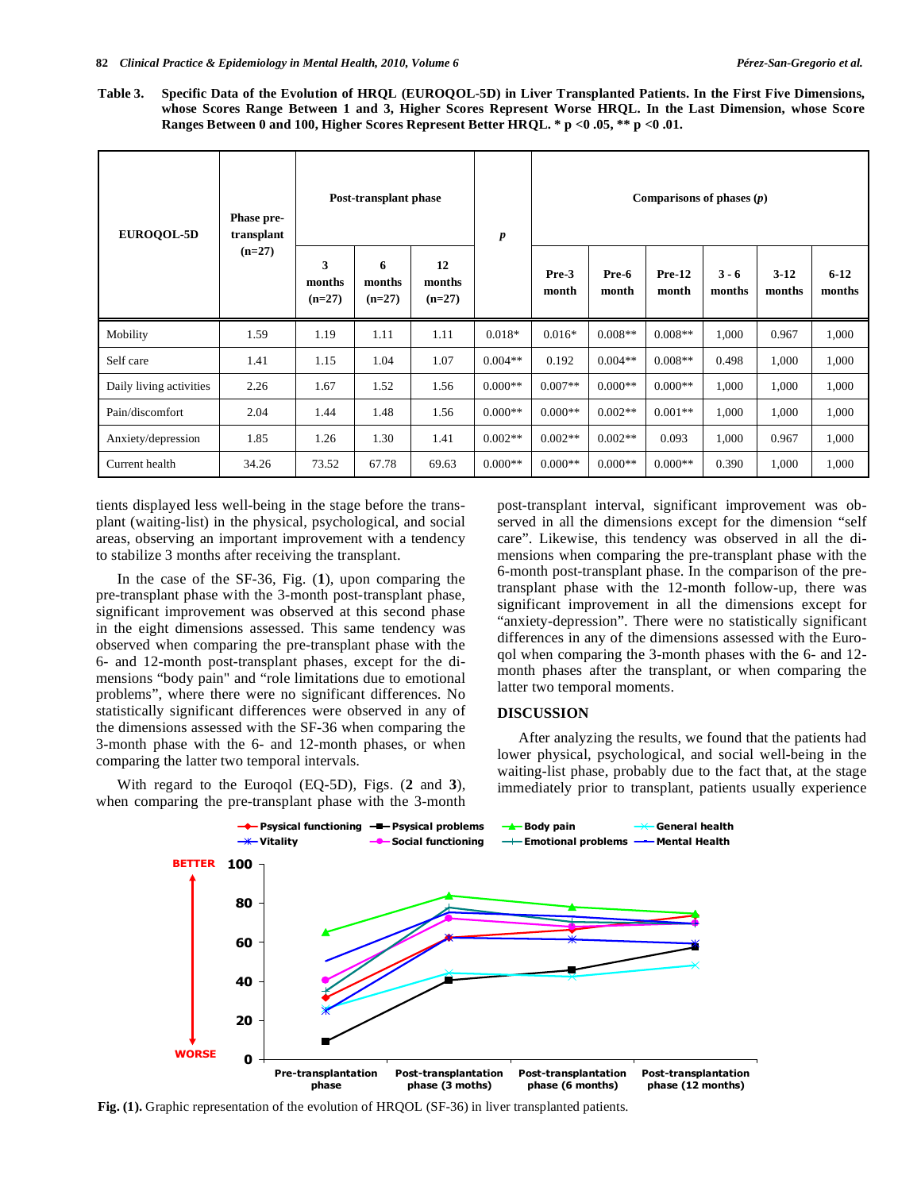**Table 3. Specific Data of the Evolution of HRQL (EUROQOL-5D) in Liver Transplanted Patients. In the First Five Dimensions, whose Scores Range Between 1 and 3, Higher Scores Represent Worse HRQL. In the Last Dimension, whose Score Ranges Between 0 and 100, Higher Scores Represent Better HRQL. * p <0 .05, ** p <0 .01.**

| EUROQOL-5D | Phase pre-transplant (n=27) | Post-transplant phase | | | *p* | Comparisons of phases (*p*) | | | | | |
|---|---|---|---|---|---|---|---|---|---|---|---|
| | | 3 months (n=27) | 6 months (n=27) | 12 months (n=27) | | Pre-3 month | Pre-6 month | Pre-12 month | 3 - 6 months | 3-12 months | 6-12 months |
| Mobility | 1.59 | 1.19 | 1.11 | 1.11 | 0.018* | 0.016* | 0.008** | 0.008** | 1,000 | 0.967 | 1,000 |
| Self care | 1.41 | 1.15 | 1.04 | 1.07 | 0.004** | 0.192 | 0.004** | 0.008** | 0.498 | 1,000 | 1,000 |
| Daily living activities | 2.26 | 1.67 | 1.52 | 1.56 | 0.000** | 0.007** | 0.000** | 0.000** | 1,000 | 1,000 | 1,000 |
| Pain/discomfort | 2.04 | 1.44 | 1.48 | 1.56 | 0.000** | 0.000** | 0.002** | 0.001** | 1,000 | 1,000 | 1,000 |
| Anxiety/depression | 1.85 | 1.26 | 1.30 | 1.41 | 0.002** | 0.002** | 0.002** | 0.093 | 1,000 | 0.967 | 1,000 |
| Current health | 34.26 | 73.52 | 67.78 | 69.63 | 0.000** | 0.000** | 0.000** | 0.000** | 0.390 | 1,000 | 1,000 |

tients displayed less well-being in the stage before the transplant (waiting-list) in the physical, psychological, and social areas, observing an important improvement with a tendency to stabilize 3 months after receiving the transplant.

In the case of the SF-36, Fig. (**1**), upon comparing the pre-transplant phase with the 3-month post-transplant phase, significant improvement was observed at this second phase in the eight dimensions assessed. This same tendency was observed when comparing the pre-transplant phase with the 6- and 12-month post-transplant phases, except for the dimensions "body pain" and "role limitations due to emotional problems", where there were no significant differences. No statistically significant differences were observed in any of the dimensions assessed with the SF-36 when comparing the 3-month phase with the 6- and 12-month phases, or when comparing the latter two temporal intervals.

With regard to the Euroqol (EQ-5D), Figs. (**2** and **3**), when comparing the pre-transplant phase with the 3-month post-transplant interval, significant improvement was observed in all the dimensions except for the dimension "self care". Likewise, this tendency was observed in all the dimensions when comparing the pre-transplant phase with the 6-month post-transplant phase. In the comparison of the pre-transplant phase with the 12-month follow-up, there was significant improvement in all the dimensions except for "anxiety-depression". There were no statistically significant differences in any of the dimensions assessed with the Euroqol when comparing the 3-month phases with the 6- and 12-month phases after the transplant, or when comparing the latter two temporal moments.

## DISCUSSION

After analyzing the results, we found that the patients had lower physical, psychological, and social well-being in the waiting-list phase, probably due to the fact that, at the stage immediately prior to transplant, patients usually experience

**Fig. (1).** Graphic representation of the evolution of HRQOL (SF-36) in liver transplanted patients.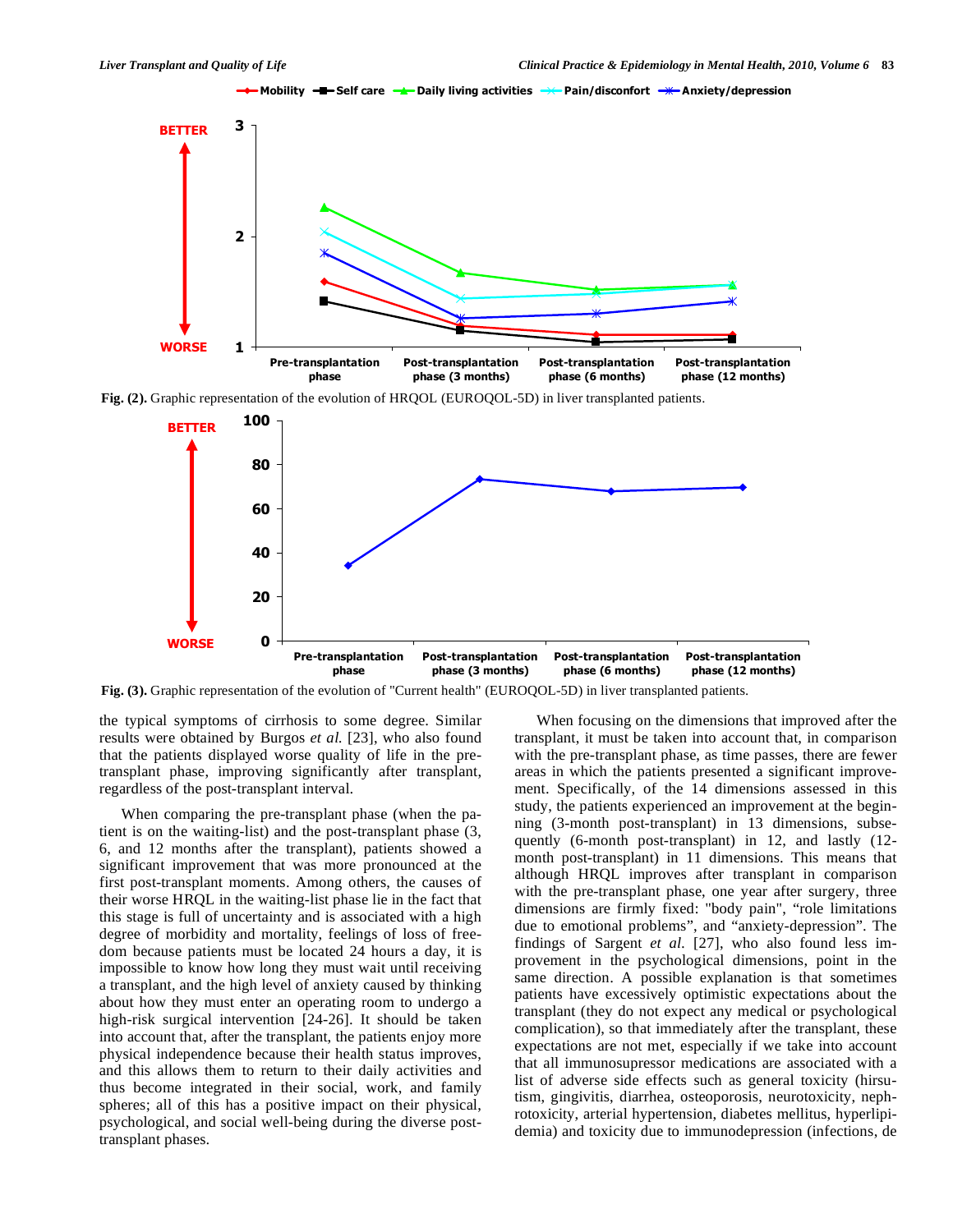Fig. (2). Graphic representation of the evolution of HRQOL (EUROQOL-5D) in liver transplanted patients.

Fig. (3). Graphic representation of the evolution of "Current health" (EUROQOL-5D) in liver transplanted patients.

the typical symptoms of cirrhosis to some degree. Similar results were obtained by Burgos *et al.* [23], who also found that the patients displayed worse quality of life in the pre-transplant phase, improving significantly after transplant, regardless of the post-transplant interval.

When comparing the pre-transplant phase (when the patient is on the waiting-list) and the post-transplant phase (3, 6, and 12 months after the transplant), patients showed a significant improvement that was more pronounced at the first post-transplant moments. Among others, the causes of their worse HRQL in the waiting-list phase lie in the fact that this stage is full of uncertainty and is associated with a high degree of morbidity and mortality, feelings of loss of freedom because patients must be located 24 hours a day, it is impossible to know how long they must wait until receiving a transplant, and the high level of anxiety caused by thinking about how they must enter an operating room to undergo a high-risk surgical intervention [24-26]. It should be taken into account that, after the transplant, the patients enjoy more physical independence because their health status improves, and this allows them to return to their daily activities and thus become integrated in their social, work, and family spheres; all of this has a positive impact on their physical, psychological, and social well-being during the diverse post-transplant phases.

When focusing on the dimensions that improved after the transplant, it must be taken into account that, in comparison with the pre-transplant phase, as time passes, there are fewer areas in which the patients presented a significant improvement. Specifically, of the 14 dimensions assessed in this study, the patients experienced an improvement at the beginning (3-month post-transplant) in 13 dimensions, subsequently (6-month post-transplant) in 12, and lastly (12-month post-transplant) in 11 dimensions. This means that although HRQL improves after transplant in comparison with the pre-transplant phase, one year after surgery, three dimensions are firmly fixed: "body pain", "role limitations due to emotional problems", and "anxiety-depression". The findings of Sargent *et al.* [27], who also found less improvement in the psychological dimensions, point in the same direction. A possible explanation is that sometimes patients have excessively optimistic expectations about the transplant (they do not expect any medical or psychological complication), so that immediately after the transplant, these expectations are not met, especially if we take into account that all immunosupressor medications are associated with a list of adverse side effects such as general toxicity (hirsutism, gingivitis, diarrhea, osteoporosis, neurotoxicity, nephrotoxicity, arterial hypertension, diabetes mellitus, hyperlipidemia) and toxicity due to immunodepression (infections, de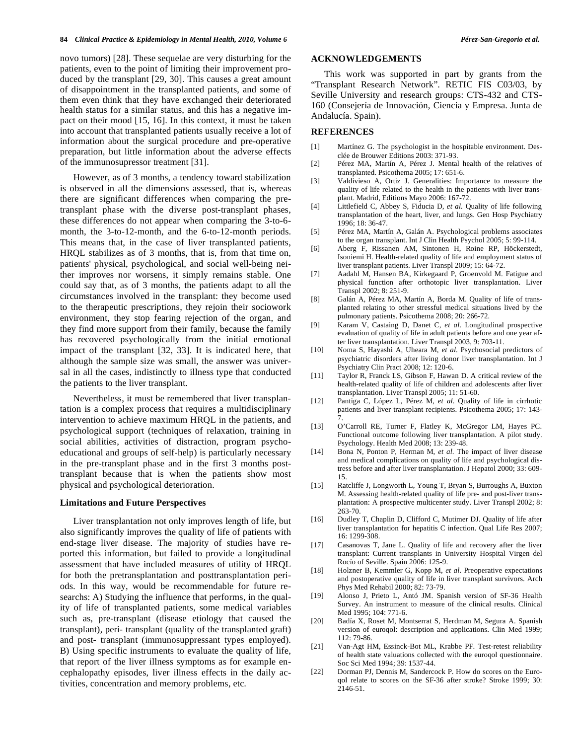novo tumors) [28]. These sequelae are very disturbing for the patients, even to the point of limiting their improvement produced by the transplant [29, 30]. This causes a great amount of disappointment in the transplanted patients, and some of them even think that they have exchanged their deteriorated health status for a similar status, and this has a negative impact on their mood [15, 16]. In this context, it must be taken into account that transplanted patients usually receive a lot of information about the surgical procedure and pre-operative preparation, but little information about the adverse effects of the immunosupressor treatment [31].

However, as of 3 months, a tendency toward stabilization is observed in all the dimensions assessed, that is, whereas there are significant differences when comparing the pre-transplant phase with the diverse post-transplant phases, these differences do not appear when comparing the 3-to-6-month, the 3-to-12-month, and the 6-to-12-month periods. This means that, in the case of liver transplanted patients, HRQL stabilizes as of 3 months, that is, from that time on, patients' physical, psychological, and social well-being neither improves nor worsens, it simply remains stable. One could say that, as of 3 months, the patients adapt to all the circumstances involved in the transplant: they become used to the therapeutic prescriptions, they rejoin their sociowork environment, they stop fearing rejection of the organ, and they find more support from their family, because the family has recovered psychologically from the initial emotional impact of the transplant [32, 33]. It is indicated here, that although the sample size was small, the answer was universal in all the cases, indistinctly to illness type that conducted the patients to the liver transplant.

Nevertheless, it must be remembered that liver transplantation is a complex process that requires a multidisciplinary intervention to achieve maximum HRQL in the patients, and psychological support (techniques of relaxation, training in social abilities, activities of distraction, program psychoeducational and groups of self-help) is particularly necessary in the pre-transplant phase and in the first 3 months post-transplant because that is when the patients show most physical and psychological deterioration.

### Limitations and Future Perspectives

Liver transplantation not only improves length of life, but also significantly improves the quality of life of patients with end-stage liver disease. The majority of studies have reported this information, but failed to provide a longitudinal assessment that have included measures of utility of HRQL for both the pretransplantation and posttransplantation periods. In this way, would be recommendable for future researchs: A) Studying the influence that performs, in the quality of life of transplanted patients, some medical variables such as, pre-transplant (disease etiology that caused the transplant), peri- transplant (quality of the transplanted graft) and post- transplant (immunosuppressant types employed). B) Using specific instruments to evaluate the quality of life, that report of the liver illness symptoms as for example encephalopathy episodes, liver illness effects in the daily activities, concentration and memory problems, etc.

## ACKNOWLEDGEMENTS

This work was supported in part by grants from the "Transplant Research Network". RETIC FIS C03/03, by Seville University and research groups: CTS-432 and CTS-160 (Consejería de Innovación, Ciencia y Empresa. Junta de Andalucía. Spain).

## REFERENCES

[1] Martínez G. The psychologist in the hospitable environment. Desclée de Brouwer Editions 2003: 371-93.

[2] Pérez MA, Martín A, Pérez J. Mental health of the relatives of transplanted. Psicothema 2005; 17: 651-6.

[3] Valdivieso A, Ortiz J. Generalities: Importance to measure the quality of life related to the health in the patients with liver transplant. Madrid, Editions Mayo 2006: 167-72.

[4] Littlefield C, Abbey S, Fiducia D, *et al.* Quality of life following transplantation of the heart, liver, and lungs. Gen Hosp Psychiatry 1996; 18: 36-47.

[5] Pérez MA, Martín A, Galán A. Psychological problems associates to the organ transplant. Int J Clin Health Psychol 2005; 5: 99-114.

[6] Aberg F, Rissanen AM, Sintonen H, Roine RP, Höckerstedt, Isoniemi H. Health-related quality of life and employment status of liver transplant patients. Liver Transpl 2009; 15: 64-72.

[7] Aadahl M, Hansen BA, Kirkegaard P, Groenvold M. Fatigue and physical function after orthotopic liver transplantation. Liver Transpl 2002; 8: 251-9.

[8] Galán A, Pérez MA, Martín A, Borda M. Quality of life of transplanted relating to other stressful medical situations lived by the pulmonary patients. Psicothema 2008; 20: 266-72.

[9] Karam V, Castaing D, Danet C, *et al.* Longitudinal prospective evaluation of quality of life in adult patients before and one year after liver transplantation. Liver Transpl 2003, 9: 703-11.

[10] Noma S, Hayashi A, Uheara M, *et al.* Psychosocial predictors of psychiatric disorders after living donor liver transplantation. Int J Psychiatry Clin Pract 2008; 12: 120-6.

[11] Taylor R, Franck LS, Gibson F, Hawan D. A critical review of the health-related quality of life of children and adolescents after liver transplantation. Liver Transpl 2005; 11: 51-60.

[12] Pantiga C, López L, Pérez M, *et al.* Quality of life in cirrhotic patients and liver transplant recipients. Psicothema 2005; 17: 143-7.

[13] O'Carroll RE, Turner F, Flatley K, McGregor LM, Hayes PC. Functional outcome following liver transplantation. A pilot study. Psychology. Health Med 2008; 13: 239-48.

[14] Bona N, Ponton P, Herman M, *et al.* The impact of liver disease and medical complications on quality of life and psychological distress before and after liver transplantation. J Hepatol 2000; 33: 609-15.

[15] Ratcliffe J, Longworth L, Young T, Bryan S, Burroughs A, Buxton M. Assessing health-related quality of life pre- and post-liver transplantation: A prospective multicenter study. Liver Transpl 2002; 8: 263-70.

[16] Dudley T, Chaplin D, Clifford C, Mutimer DJ. Quality of life after liver transplantation for hepatitis C infection. Qual Life Res 2007; 16: 1299-308.

[17] Casanovas T, Jane L. Quality of life and recovery after the liver transplant: Current transplants in University Hospital Virgen del Rocío of Seville. Spain 2006: 125-9.

[18] Holzner B, Kemmler G, Kopp M, *et al.* Preoperative expectations and postoperative quality of life in liver transplant survivors. Arch Phys Med Rehabil 2000; 82: 73-79.

[19] Alonso J, Prieto L, Antó JM. Spanish version of SF-36 Health Survey. An instrument to measure of the clinical results. Clinical Med 1995; 104: 771-6.

[20] Badía X, Roset M, Montserrat S, Herdman M, Segura A. Spanish version of euroqol: description and applications. Clin Med 1999; 112: 79-86.

[21] Van-Agt HM, Essinck-Bot ML, Krabbe PF. Test-retest reliability of health state valuations collected with the euroqol questionnaire. Soc Sci Med 1994; 39: 1537-44.

[22] Dorman PJ, Dennis M, Sandercock P. How do scores on the Euroqol relate to scores on the SF-36 after stroke? Stroke 1999; 30: 2146-51.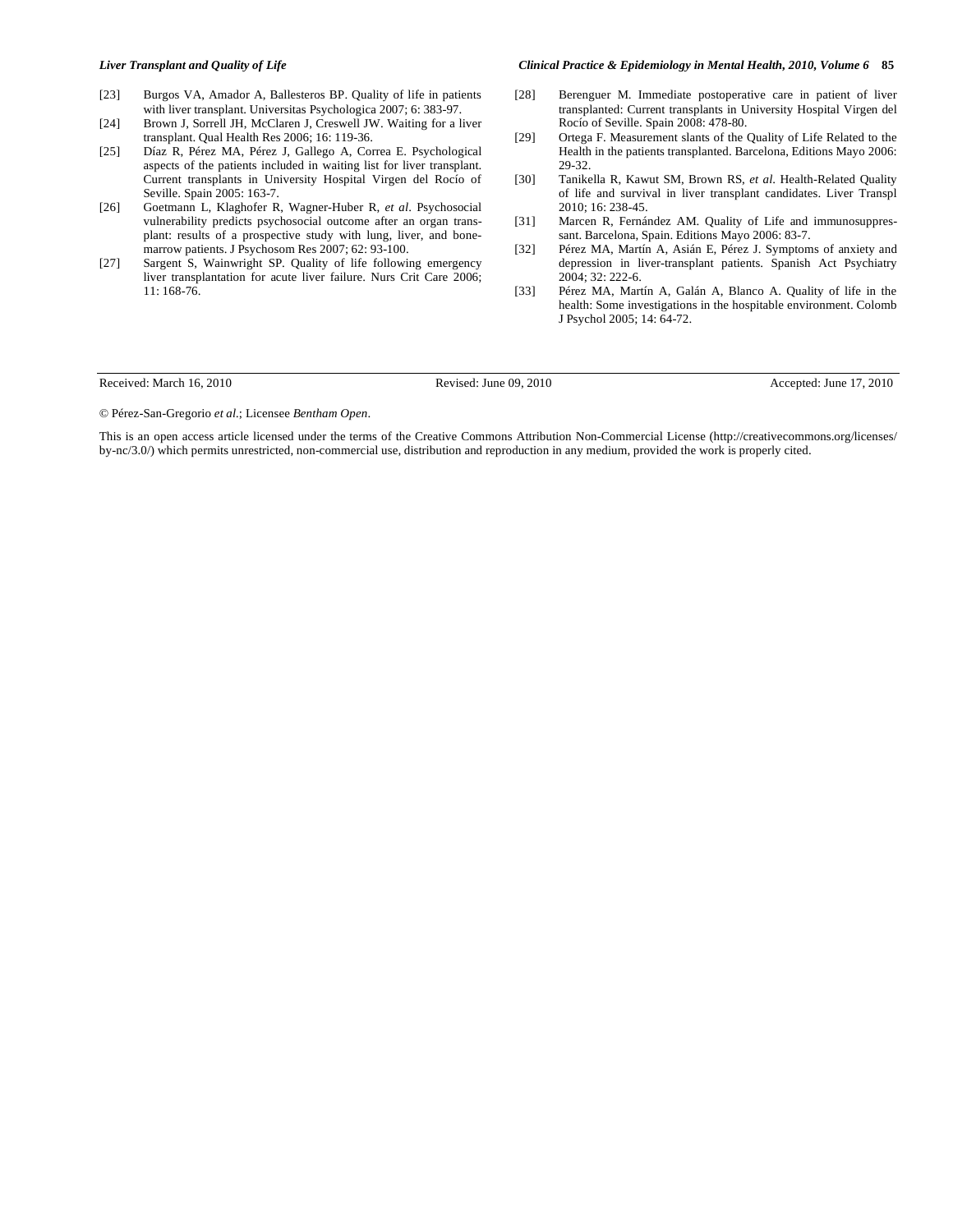[23] Burgos VA, Amador A, Ballesteros BP. Quality of life in patients with liver transplant. Universitas Psychologica 2007; 6: 383-97.

[24] Brown J, Sorrell JH, McClaren J, Creswell JW. Waiting for a liver transplant. Qual Health Res 2006; 16: 119-36.

[25] Díaz R, Pérez MA, Pérez J, Gallego A, Correa E. Psychological aspects of the patients included in waiting list for liver transplant. Current transplants in University Hospital Virgen del Rocío of Seville. Spain 2005: 163-7.

[26] Goetmann L, Klaghofer R, Wagner-Huber R, *et al*. Psychosocial vulnerability predicts psychosocial outcome after an organ transplant: results of a prospective study with lung, liver, and bone-marrow patients. J Psychosom Res 2007; 62: 93-100.

[27] Sargent S, Wainwright SP. Quality of life following emergency liver transplantation for acute liver failure. Nurs Crit Care 2006; 11: 168-76.

[28] Berenguer M. Immediate postoperative care in patient of liver transplanted: Current transplants in University Hospital Virgen del Rocío of Seville. Spain 2008: 478-80.

[29] Ortega F. Measurement slants of the Quality of Life Related to the Health in the patients transplanted. Barcelona, Editions Mayo 2006: 29-32.

[30] Tanikella R, Kawut SM, Brown RS, *et al.* Health-Related Quality of life and survival in liver transplant candidates. Liver Transpl 2010; 16: 238-45.

[31] Marcen R, Fernández AM. Quality of Life and immunosuppressant. Barcelona, Spain. Editions Mayo 2006: 83-7.

[32] Pérez MA, Martín A, Asián E, Pérez J. Symptoms of anxiety and depression in liver-transplant patients. Spanish Act Psychiatry 2004; 32: 222-6.

[33] Pérez MA, Martín A, Galán A, Blanco A. Quality of life in the health: Some investigations in the hospitable environment. Colomb J Psychol 2005; 14: 64-72.

Received: March 16, 2010 Revised: June 09, 2010 Accepted: June 17, 2010

© Pérez-San-Gregorio *et al.*; Licensee *Bentham Open*.

This is an open access article licensed under the terms of the Creative Commons Attribution Non-Commercial License (http://creativecommons.org/licenses/by-nc/3.0/) which permits unrestricted, non-commercial use, distribution and reproduction in any medium, provided the work is properly cited.